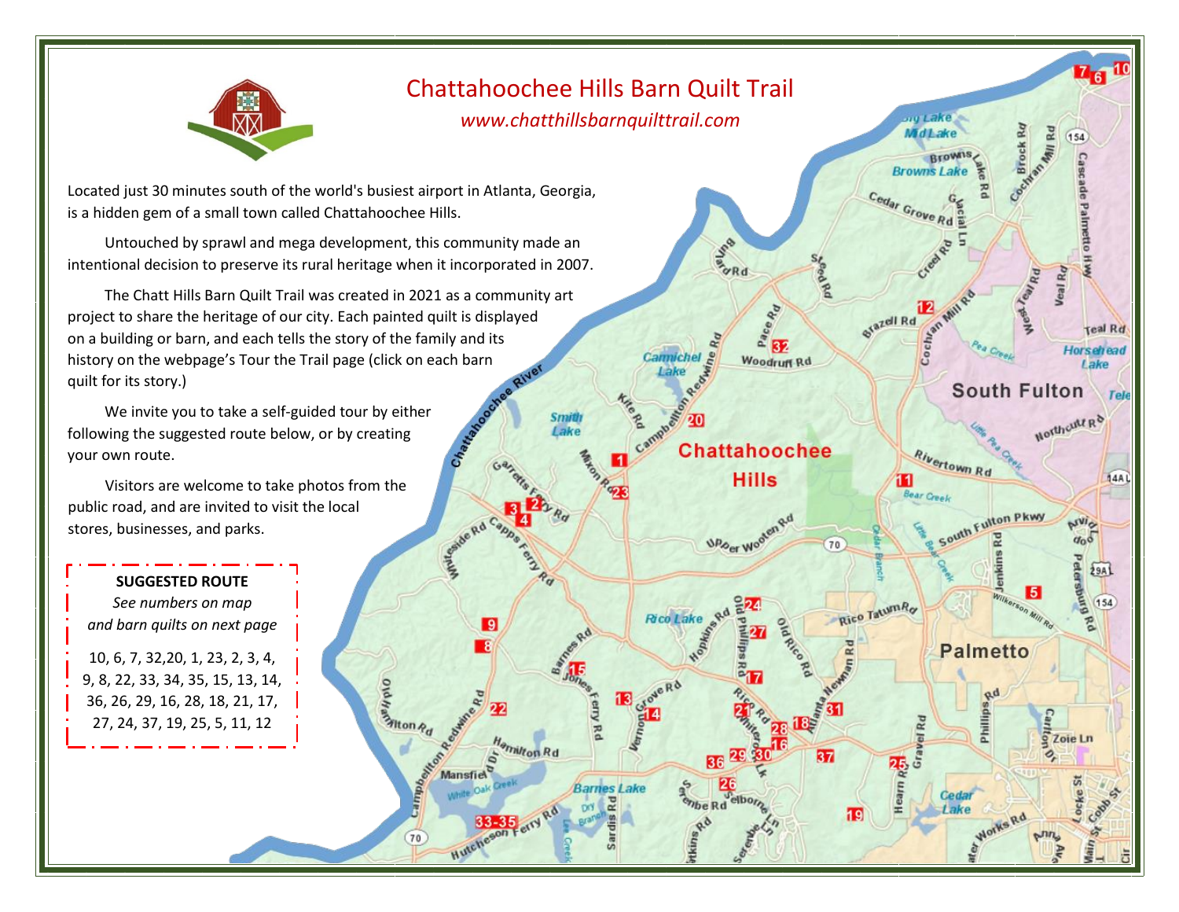# Chattahoochee Hills Barn Quilt Trail

*www.chatthillsbarnquilttrail.com*

Located just 30 minutes south of the world's busiest airport in Atlanta, Georgia, is a hidden gem of a small town called Chattahoochee Hills.

Untouched by sprawl and mega development, this community made an intentional decision to preserve its rural heritage when it incorporated in 2007.

The Chatt Hills Barn Quilt Trail was created in 2021 as a community art project to share the heritage of our city. Each painted quilt is displayed on a building or barn, and each tells the story of the family and its history on the webpage's Tour the Trail page (click on each barn quilt for its story.)

We invite you to take a self-guided tour by either following the suggested route below, or by creating your own route.

Visitors are welcome to take photos from the public road, and are invited to visit the local stores, businesses, and parks.

**SUGGESTED ROUTE**

*See numbers on map and barn quilts on next page*

10, 6, 7, 32,20, 1, 23, 2, 3, 4, 9, 8, 22, 33, 34, 35, 15, 13, 14, 36, 26, 29, 16, 28, 18, 21, 17, 27, 24, 37, 19, 25, 5, 11, 12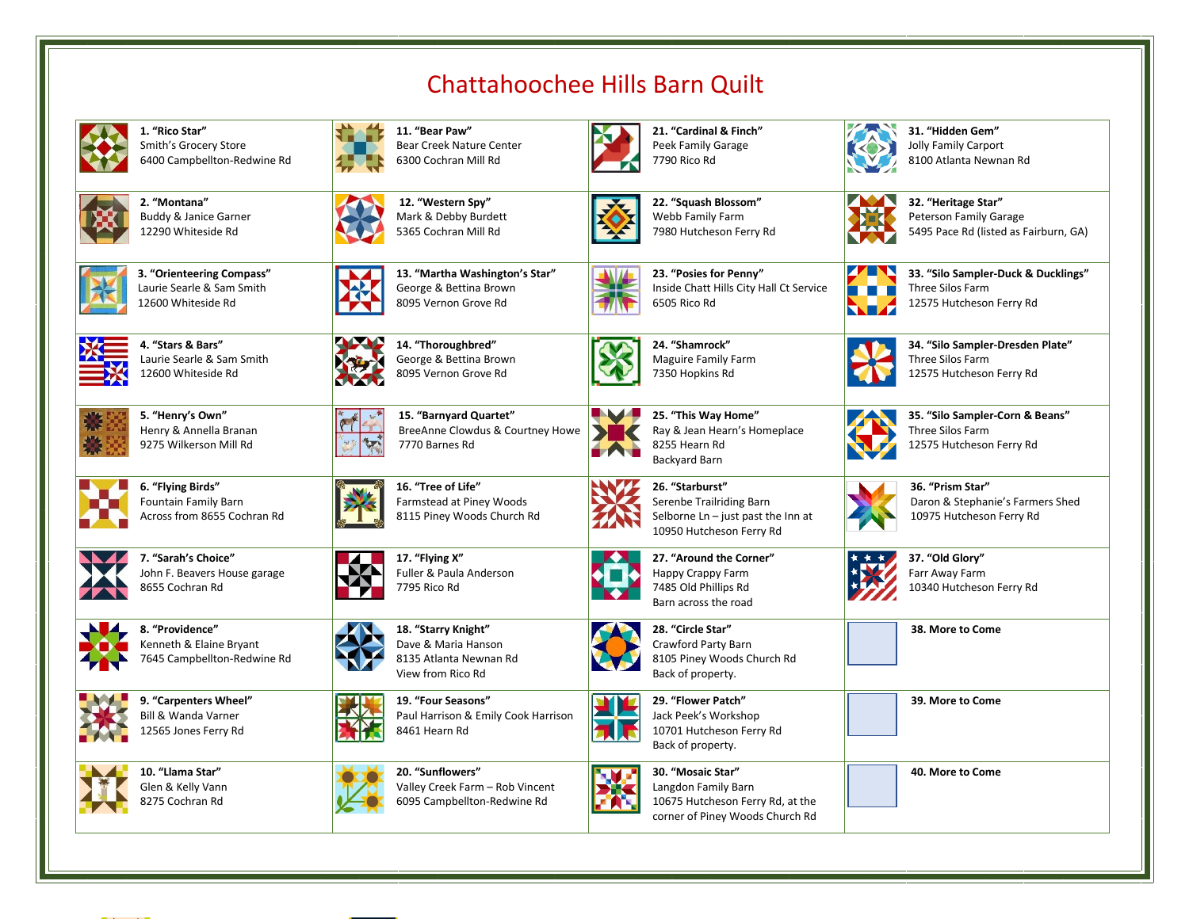# Chattahoochee Hills Barn Quilt

| | | | |
|---|---|---|---|
| **1. "Rico Star"**<br>Smith's Grocery Store<br>6400 Campbellton-Redwine Rd | **11. "Bear Paw"**<br>Bear Creek Nature Center<br>6300 Cochran Mill Rd | **21. "Cardinal & Finch"**<br>Peek Family Garage<br>7790 Rico Rd | **31. "Hidden Gem"**<br>Jolly Family Carport<br>8100 Atlanta Newnan Rd |
| **2. "Montana"**<br>Buddy & Janice Garner<br>12290 Whiteside Rd | **12. "Western Spy"**<br>Mark & Debby Burdett<br>5365 Cochran Mill Rd | **22. "Squash Blossom"**<br>Webb Family Farm<br>7980 Hutcheson Ferry Rd | **32. "Heritage Star"**<br>Peterson Family Garage<br>5495 Pace Rd (listed as Fairburn, GA) |
| **3. "Orienteering Compass"**<br>Laurie Searle & Sam Smith<br>12600 Whiteside Rd | **13. "Martha Washington's Star"**<br>George & Bettina Brown<br>8095 Vernon Grove Rd | **23. "Posies for Penny"**<br>Inside Chatt Hills City Hall Ct Service<br>6505 Rico Rd | **33. "Silo Sampler-Duck & Ducklings"**<br>Three Silos Farm<br>12575 Hutcheson Ferry Rd |
| **4. "Stars & Bars"**<br>Laurie Searle & Sam Smith<br>12600 Whiteside Rd | **14. "Thoroughbred"**<br>George & Bettina Brown<br>8095 Vernon Grove Rd | **24. "Shamrock"**<br>Maguire Family Farm<br>7350 Hopkins Rd | **34. "Silo Sampler-Dresden Plate"**<br>Three Silos Farm<br>12575 Hutcheson Ferry Rd |
| **5. "Henry's Own"**<br>Henry & Annella Branan<br>9275 Wilkerson Mill Rd | **15. "Barnyard Quartet"**<br>BreeAnne Clowdus & Courtney Howe<br>7770 Barnes Rd | **25. "This Way Home"**<br>Ray & Jean Hearn's Homeplace<br>8255 Hearn Rd<br>Backyard Barn | **35. "Silo Sampler-Corn & Beans"**<br>Three Silos Farm<br>12575 Hutcheson Ferry Rd |
| **6. "Flying Birds"**<br>Fountain Family Barn<br>Across from 8655 Cochran Rd | **16. "Tree of Life"**<br>Farmstead at Piney Woods<br>8115 Piney Woods Church Rd | **26. "Starburst"**<br>Serenbe Trailriding Barn<br>Selborne Ln – just past the Inn at 10950 Hutcheson Ferry Rd | **36. "Prism Star"**<br>Daron & Stephanie's Farmers Shed<br>10975 Hutcheson Ferry Rd |
| **7. "Sarah's Choice"**<br>John F. Beavers House garage<br>8655 Cochran Rd | **17. "Flying X"**<br>Fuller & Paula Anderson<br>7795 Rico Rd | **27. "Around the Corner"**<br>Happy Crappy Farm<br>7485 Old Phillips Rd<br>Barn across the road | **37. "Old Glory"**<br>Farr Away Farm<br>10340 Hutcheson Ferry Rd |
| **8. "Providence"**<br>Kenneth & Elaine Bryant<br>7645 Campbellton-Redwine Rd | **18. "Starry Knight"**<br>Dave & Maria Hanson<br>8135 Atlanta Newnan Rd<br>View from Rico Rd | **28. "Circle Star"**<br>Crawford Party Barn<br>8105 Piney Woods Church Rd<br>Back of property. | **38. More to Come** |
| **9. "Carpenters Wheel"**<br>Bill & Wanda Varner<br>12565 Jones Ferry Rd | **19. "Four Seasons"**<br>Paul Harrison & Emily Cook Harrison<br>8461 Hearn Rd | **29. "Flower Patch"**<br>Jack Peek's Workshop<br>10701 Hutcheson Ferry Rd<br>Back of property. | **39. More to Come** |
| **10. "Llama Star"**<br>Glen & Kelly Vann<br>8275 Cochran Rd | **20. "Sunflowers"**<br>Valley Creek Farm – Rob Vincent<br>6095 Campbellton-Redwine Rd | **30. "Mosaic Star"**<br>Langdon Family Barn<br>10675 Hutcheson Ferry Rd, at the corner of Piney Woods Church Rd | **40. More to Come** |